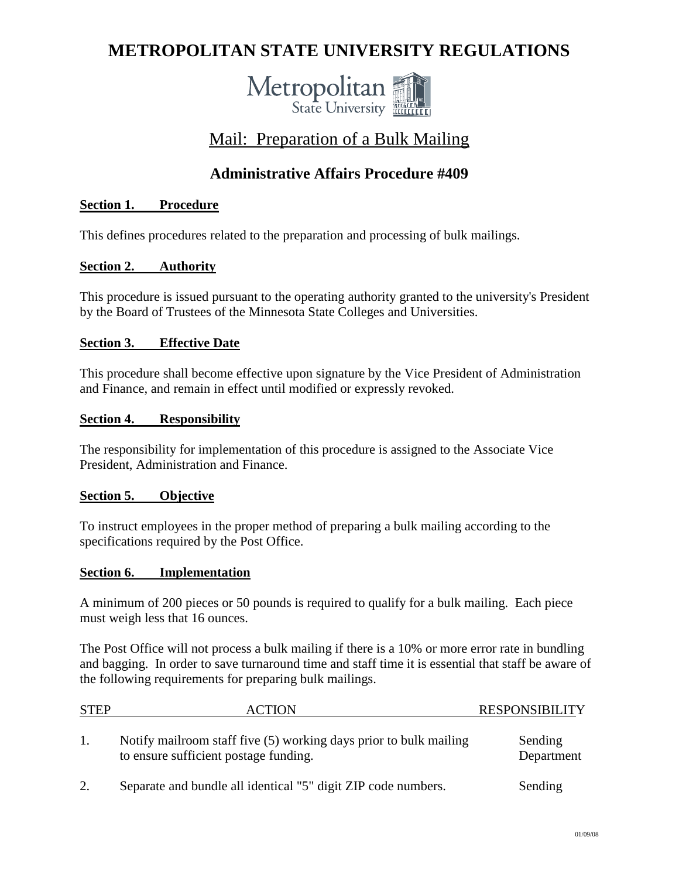# METROPOLITAN STATE UNIVERSITY REGULATIONS

## Mail: Preparation of a Bulk Mailing

## Administrative Affairs Procedure #409

**Section 1. Procedure**

This defines procedures related to the preparation and processing of bulk mailings.

**Section 2. Authority**

This procedure is issued pursuant to the operating authority granted to the university's President by the Board of Trustees of the Minnesota State Colleges and Universities.

**Section 3. Effective Date**

This procedure shall become effective upon signature by the Vice President of Administration and Finance, and remain in effect until modified or expressly revoked.

**Section 4. Responsibility**

The responsibility for implementation of this procedure is assigned to the Associate Vice President, Administration and Finance.

**Section 5. Objective**

To instruct employees in the proper method of preparing a bulk mailing according to the specifications required by the Post Office.

**Section 6. Implementation**

A minimum of 200 pieces or 50 pounds is required to qualify for a bulk mailing. Each piece must weigh less that 16 ounces.

The Post Office will not process a bulk mailing if there is a 10% or more error rate in bundling and bagging. In order to save turnaround time and staff time it is essential that staff be aware of the following requirements for preparing bulk mailings.

| STEP | ACTION | RESPONSIBILITY |
|---|---|---|
| 1. | Notify mailroom staff five (5) working days prior to bulk mailing to ensure sufficient postage funding. | Sending Department |
| 2. | Separate and bundle all identical "5" digit ZIP code numbers. | Sending |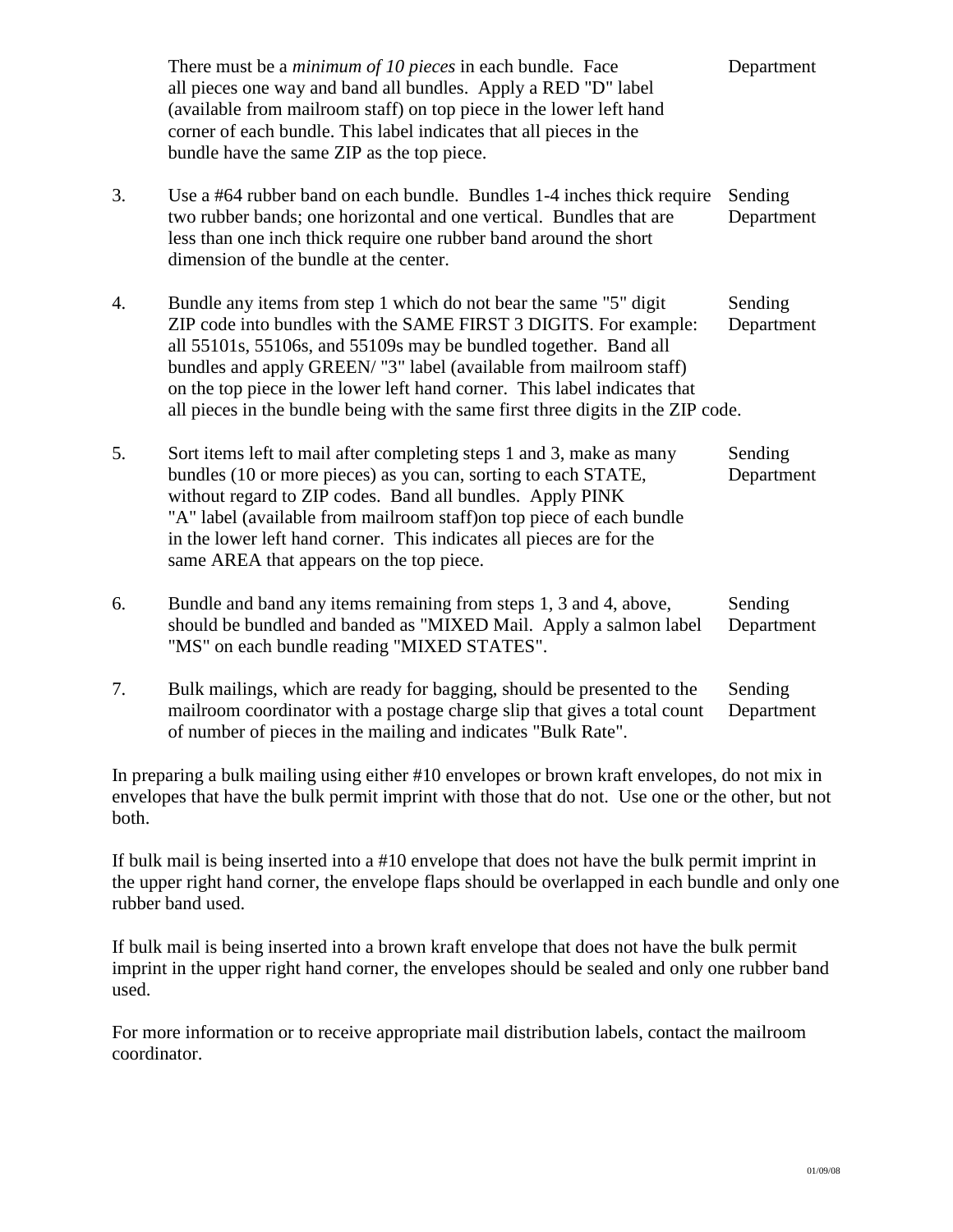There must be a *minimum of 10 pieces* in each bundle. Face all pieces one way and band all bundles. Apply a RED "D" label (available from mailroom staff) on top piece in the lower left hand corner of each bundle. This label indicates that all pieces in the bundle have the same ZIP as the top piece. — Department

3. Use a #64 rubber band on each bundle. Bundles 1-4 inches thick require two rubber bands; one horizontal and one vertical. Bundles that are less than one inch thick require one rubber band around the short dimension of the bundle at the center. — Sending Department

4. Bundle any items from step 1 which do not bear the same "5" digit ZIP code into bundles with the SAME FIRST 3 DIGITS. For example: all 55101s, 55106s, and 55109s may be bundled together. Band all bundles and apply GREEN/ "3" label (available from mailroom staff) on the top piece in the lower left hand corner. This label indicates that all pieces in the bundle being with the same first three digits in the ZIP code. — Sending Department

5. Sort items left to mail after completing steps 1 and 3, make as many bundles (10 or more pieces) as you can, sorting to each STATE, without regard to ZIP codes. Band all bundles. Apply PINK "A" label (available from mailroom staff)on top piece of each bundle in the lower left hand corner. This indicates all pieces are for the same AREA that appears on the top piece. — Sending Department

6. Bundle and band any items remaining from steps 1, 3 and 4, above, should be bundled and banded as "MIXED Mail. Apply a salmon label "MS" on each bundle reading "MIXED STATES". — Sending Department

7. Bulk mailings, which are ready for bagging, should be presented to the mailroom coordinator with a postage charge slip that gives a total count of number of pieces in the mailing and indicates "Bulk Rate". — Sending Department

In preparing a bulk mailing using either #10 envelopes or brown kraft envelopes, do not mix in envelopes that have the bulk permit imprint with those that do not. Use one or the other, but not both.

If bulk mail is being inserted into a #10 envelope that does not have the bulk permit imprint in the upper right hand corner, the envelope flaps should be overlapped in each bundle and only one rubber band used.

If bulk mail is being inserted into a brown kraft envelope that does not have the bulk permit imprint in the upper right hand corner, the envelopes should be sealed and only one rubber band used.

For more information or to receive appropriate mail distribution labels, contact the mailroom coordinator.

01/09/08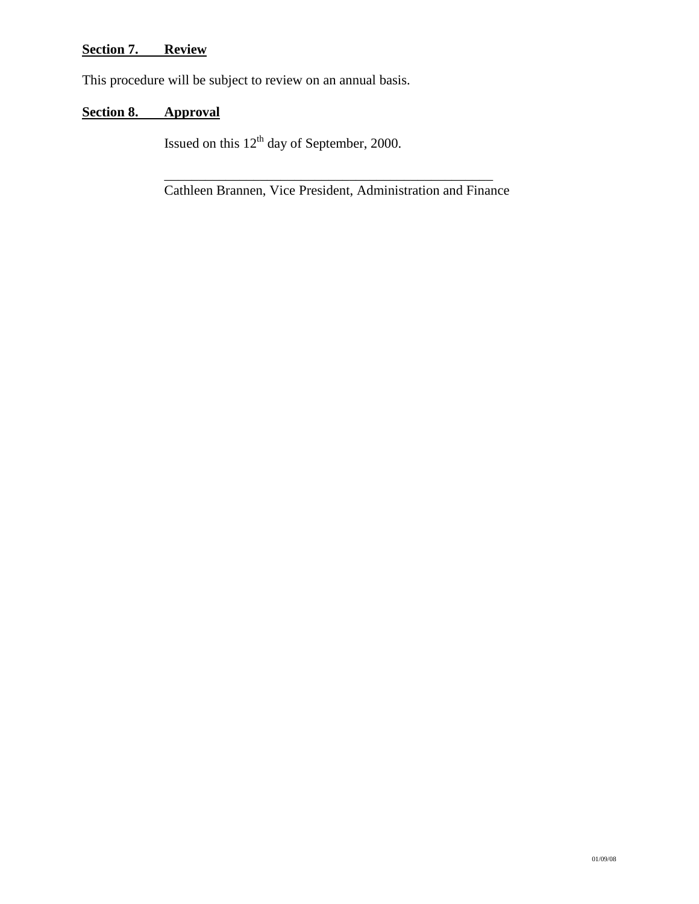**Section 7. Review**

This procedure will be subject to review on an annual basis.

**Section 8. Approval**

Issued on this 12th day of September, 2000.

\_\_\_\_\_\_\_\_\_\_\_\_\_\_\_\_\_\_\_\_\_\_\_\_\_\_\_\_\_\_\_\_\_\_\_\_\_\_\_\_\_\_\_\_\_\_\_\_

Cathleen Brannen, Vice President, Administration and Finance